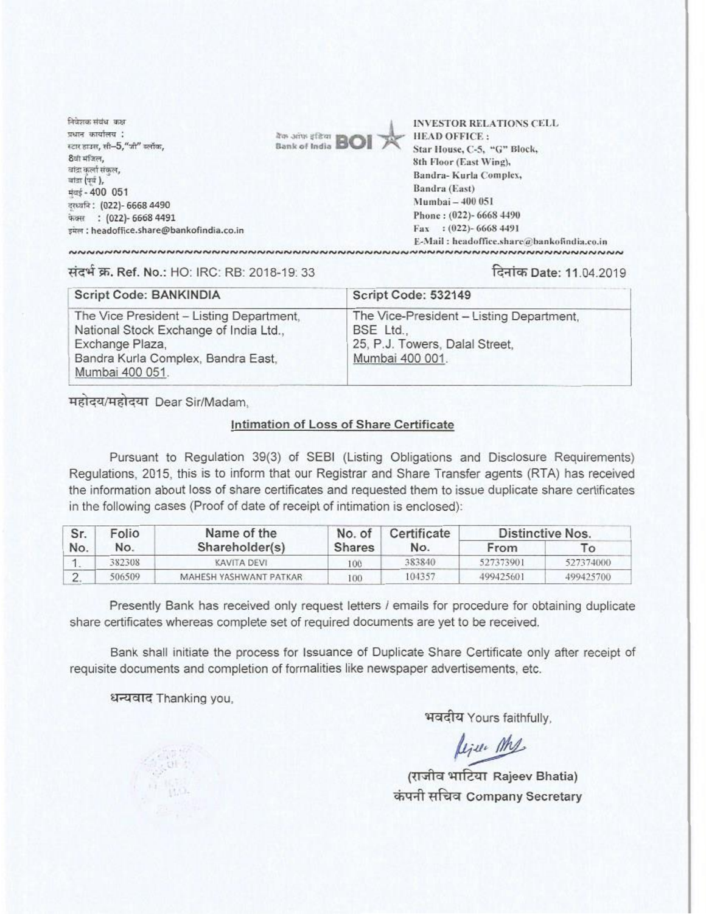निवेशक संबंध कक्ष
प्रधान कार्यालय :
स्टार हाउस, सी–5,"जी" ब्लॉक,
8वी मंजिल,
बांद्रा कुर्ला संकुल,
बांद्रा (पूर्व ),
मुंबई - 400 051
दूरध्वनि : (022)- 6668 4490
फैक्स : (022)- 6668 4491
ईमेल : headoffice.share@bankofindia.co.in

बैंक ऑफ इंडिया Bank of India BOI

INVESTOR RELATIONS CELL
HEAD OFFICE :
Star House, C-5, "G" Block,
8th Floor (East Wing),
Bandra- Kurla Complex,
Bandra (East)
Mumbai – 400 051
Phone : (022)- 6668 4490
Fax : (022)- 6668 4491
E-Mail : headoffice.share@bankofindia.co.in

संदर्भ क्र. Ref. No.: HO: IRC: RB: 2018-19: 33

दिनांक Date: 11.04.2019

| Script Code: BANKINDIA | Script Code: 532149 |
|---|---|
| The Vice President – Listing Department, National Stock Exchange of India Ltd., Exchange Plaza, Bandra Kurla Complex, Bandra East, Mumbai 400 051. | The Vice-President – Listing Department, BSE Ltd., 25, P.J. Towers, Dalal Street, Mumbai 400 001. |

महोदय/महोदया Dear Sir/Madam,

**Intimation of Loss of Share Certificate**

Pursuant to Regulation 39(3) of SEBI (Listing Obligations and Disclosure Requirements) Regulations, 2015, this is to inform that our Registrar and Share Transfer agents (RTA) has received the information about loss of share certificates and requested them to issue duplicate share certificates in the following cases (Proof of date of receipt of intimation is enclosed):

| Sr. No. | Folio No. | Name of the Shareholder(s) | No. of Shares | Certificate No. | Distinctive Nos. | |
|---|---|---|---|---|---|---|
| | | | | | From | To |
| 1. | 382308 | KAVITA DEVI | 100 | 383840 | 527373901 | 527374000 |
| 2. | 506509 | MAHESH YASHWANT PATKAR | 100 | 104357 | 499425601 | 499425700 |

Presently Bank has received only request letters / emails for procedure for obtaining duplicate share certificates whereas complete set of required documents are yet to be received.

Bank shall initiate the process for Issuance of Duplicate Share Certificate only after receipt of requisite documents and completion of formalities like newspaper advertisements, etc.

धन्यवाद Thanking you,

भवदीय Yours faithfully,

(राजीव भाटिया Rajeev Bhatia)
कंपनी सचिव Company Secretary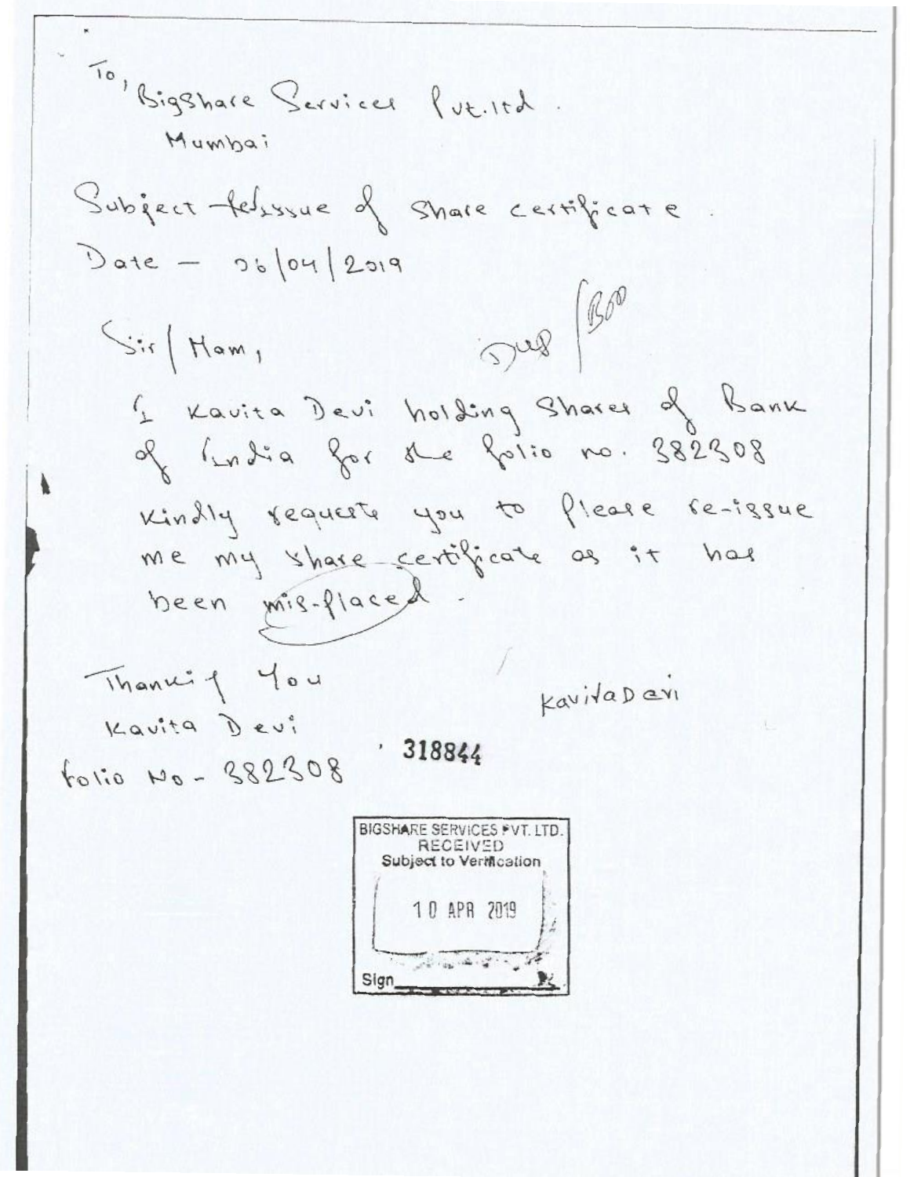To, Bigshare Services Pvt. Ltd.
Mumbai

Subject - Re-issue of share certificate

Date - 06/04/2019

Dup / BOD

Sir / Mam,

I Kavita Devi holding Shares of Bank of India for the folio no. 382308 kindly request you to please re-issue me my share certificate as it has been mis-placed.

Thank you
Kavita Devi
Folio No - 382308

Kavita Devi

318844

BIGSHARE SERVICES PVT. LTD.
RECEIVED
Subject to Verification
10 APR 2019
Sign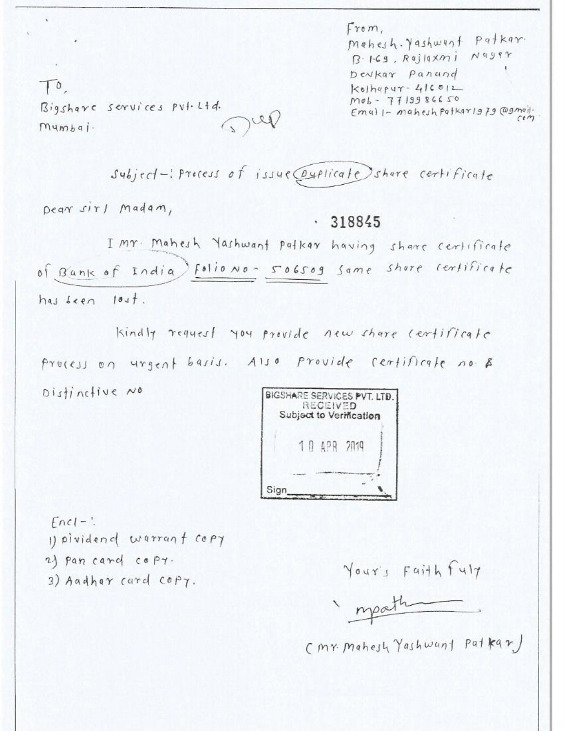From,
Mahesh. Yashwant Patkar.
B-1-69, Rajlaxmi Nagar
Devkar Panand
Kolhapur- 416012
Mob - 7719986650
Email- maheshpatkar1979@gmail.com

To,
Bigshare services Pvt. Ltd.
Mumbai.

Subject-: Process of issue Duplicate share certificate

Dear sir/ Madam,

318845

I Mr. Mahesh Yashwant Patkar having share certificate of Bank of India Folio No - 506509 same share certificate has been lost.

Kindly request you provide new share certificate process on urgent basis. Also provide certificate no & Distinctive No

BIGSHARE SERVICES PVT. LTD.
RECEIVED
Subject to Verification
10 APR 2019
Sign

Encl-:
1) Dividend warrant copy
2) Pan card copy.
3) Aadhar card copy.

Your's Faithfuly

mpath

(Mr. Mahesh Yashwant Patkar)